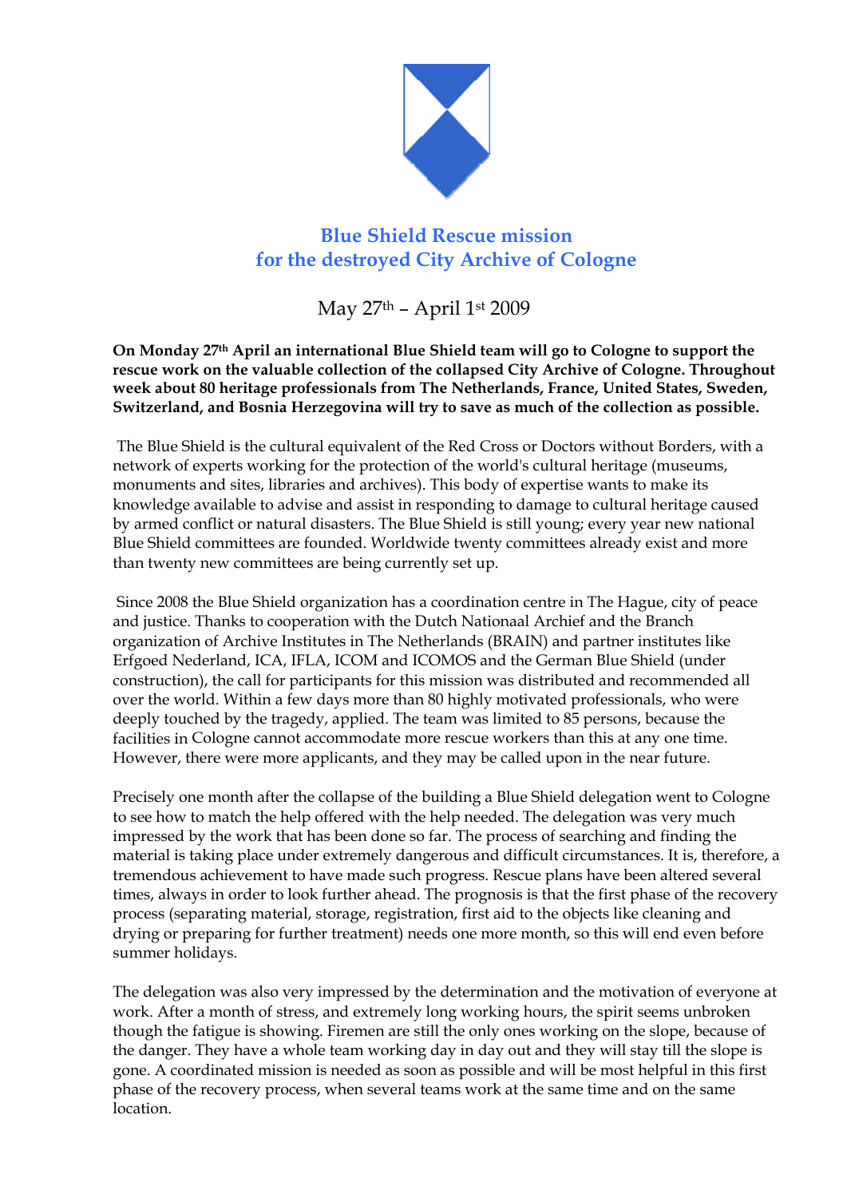# Blue Shield Rescue mission for the destroyed City Archive of Cologne

May 27th – April 1st 2009

**On Monday 27th April an international Blue Shield team will go to Cologne to support the rescue work on the valuable collection of the collapsed City Archive of Cologne. Throughout week about 80 heritage professionals from The Netherlands, France, United States, Sweden, Switzerland, and Bosnia Herzegovina will try to save as much of the collection as possible.**

The Blue Shield is the cultural equivalent of the Red Cross or Doctors without Borders, with a network of experts working for the protection of the world's cultural heritage (museums, monuments and sites, libraries and archives). This body of expertise wants to make its knowledge available to advise and assist in responding to damage to cultural heritage caused by armed conflict or natural disasters. The Blue Shield is still young; every year new national Blue Shield committees are founded. Worldwide twenty committees already exist and more than twenty new committees are being currently set up.

Since 2008 the Blue Shield organization has a coordination centre in The Hague, city of peace and justice. Thanks to cooperation with the Dutch Nationaal Archief and the Branch organization of Archive Institutes in The Netherlands (BRAIN) and partner institutes like Erfgoed Nederland, ICA, IFLA, ICOM and ICOMOS and the German Blue Shield (under construction), the call for participants for this mission was distributed and recommended all over the world. Within a few days more than 80 highly motivated professionals, who were deeply touched by the tragedy, applied. The team was limited to 85 persons, because the facilities in Cologne cannot accommodate more rescue workers than this at any one time. However, there were more applicants, and they may be called upon in the near future.

Precisely one month after the collapse of the building a Blue Shield delegation went to Cologne to see how to match the help offered with the help needed. The delegation was very much impressed by the work that has been done so far. The process of searching and finding the material is taking place under extremely dangerous and difficult circumstances. It is, therefore, a tremendous achievement to have made such progress. Rescue plans have been altered several times, always in order to look further ahead. The prognosis is that the first phase of the recovery process (separating material, storage, registration, first aid to the objects like cleaning and drying or preparing for further treatment) needs one more month, so this will end even before summer holidays.

The delegation was also very impressed by the determination and the motivation of everyone at work. After a month of stress, and extremely long working hours, the spirit seems unbroken though the fatigue is showing. Firemen are still the only ones working on the slope, because of the danger. They have a whole team working day in day out and they will stay till the slope is gone. A coordinated mission is needed as soon as possible and will be most helpful in this first phase of the recovery process, when several teams work at the same time and on the same location.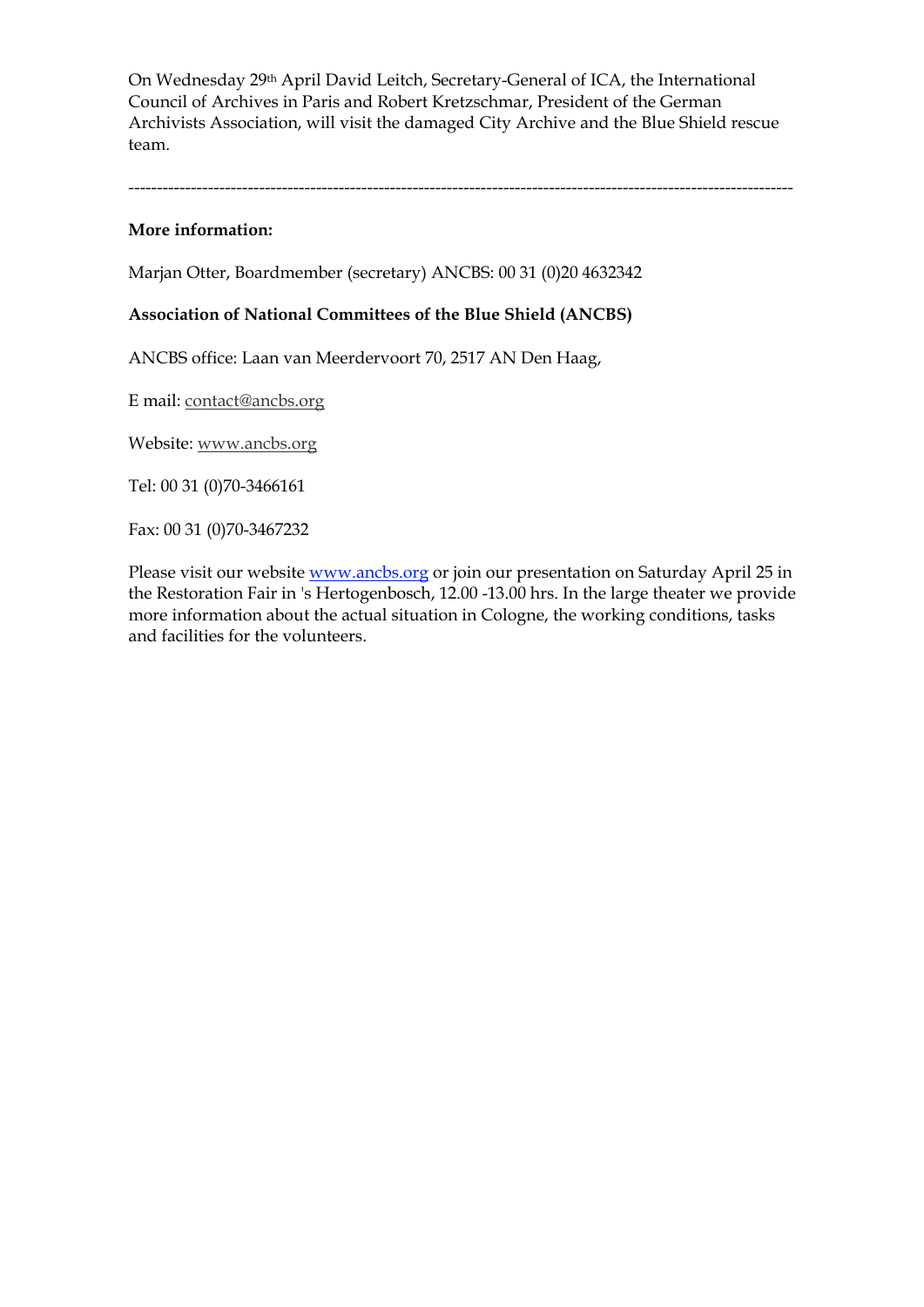On Wednesday 29th April David Leitch, Secretary-General of ICA, the International Council of Archives in Paris and Robert Kretzschmar, President of the German Archivists Association, will visit the damaged City Archive and the Blue Shield rescue team.

---

**More information:**

Marjan Otter, Boardmember (secretary) ANCBS: 00 31 (0)20 4632342

**Association of National Committees of the Blue Shield (ANCBS)**

ANCBS office: Laan van Meerdervoort 70, 2517 AN Den Haag,

E mail: contact@ancbs.org

Website: www.ancbs.org

Tel: 00 31 (0)70-3466161

Fax: 00 31 (0)70-3467232

Please visit our website www.ancbs.org or join our presentation on Saturday April 25 in the Restoration Fair in 's Hertogenbosch, 12.00 -13.00 hrs. In the large theater we provide more information about the actual situation in Cologne, the working conditions, tasks and facilities for the volunteers.